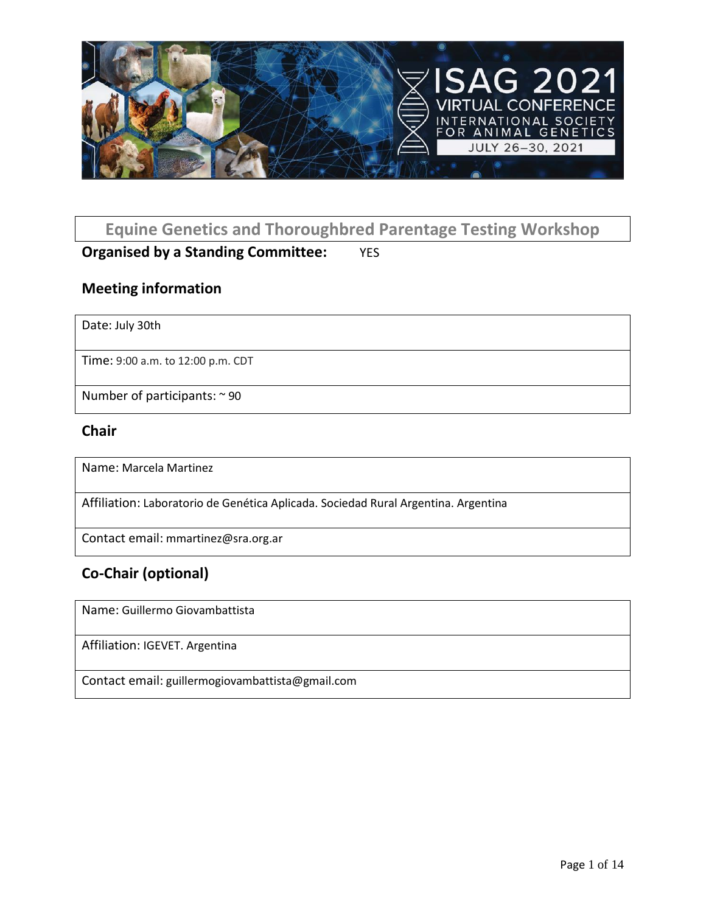# Equine Genetics and Thoroughbred Parentage Testing Workshop

**Organised by a Standing Committee:** YES

## Meeting information

| |
|---|
| Date: July 30th |
| Time: 9:00 a.m. to 12:00 p.m. CDT |
| Number of participants: ~ 90 |

## Chair

| |
|---|
| Name: Marcela Martinez |
| Affiliation: Laboratorio de Genética Aplicada. Sociedad Rural Argentina. Argentina |
| Contact email: mmartinez@sra.org.ar |

## Co-Chair (optional)

| |
|---|
| Name: Guillermo Giovambattista |
| Affiliation: IGEVET. Argentina |
| Contact email: guillermogiovambattista@gmail.com |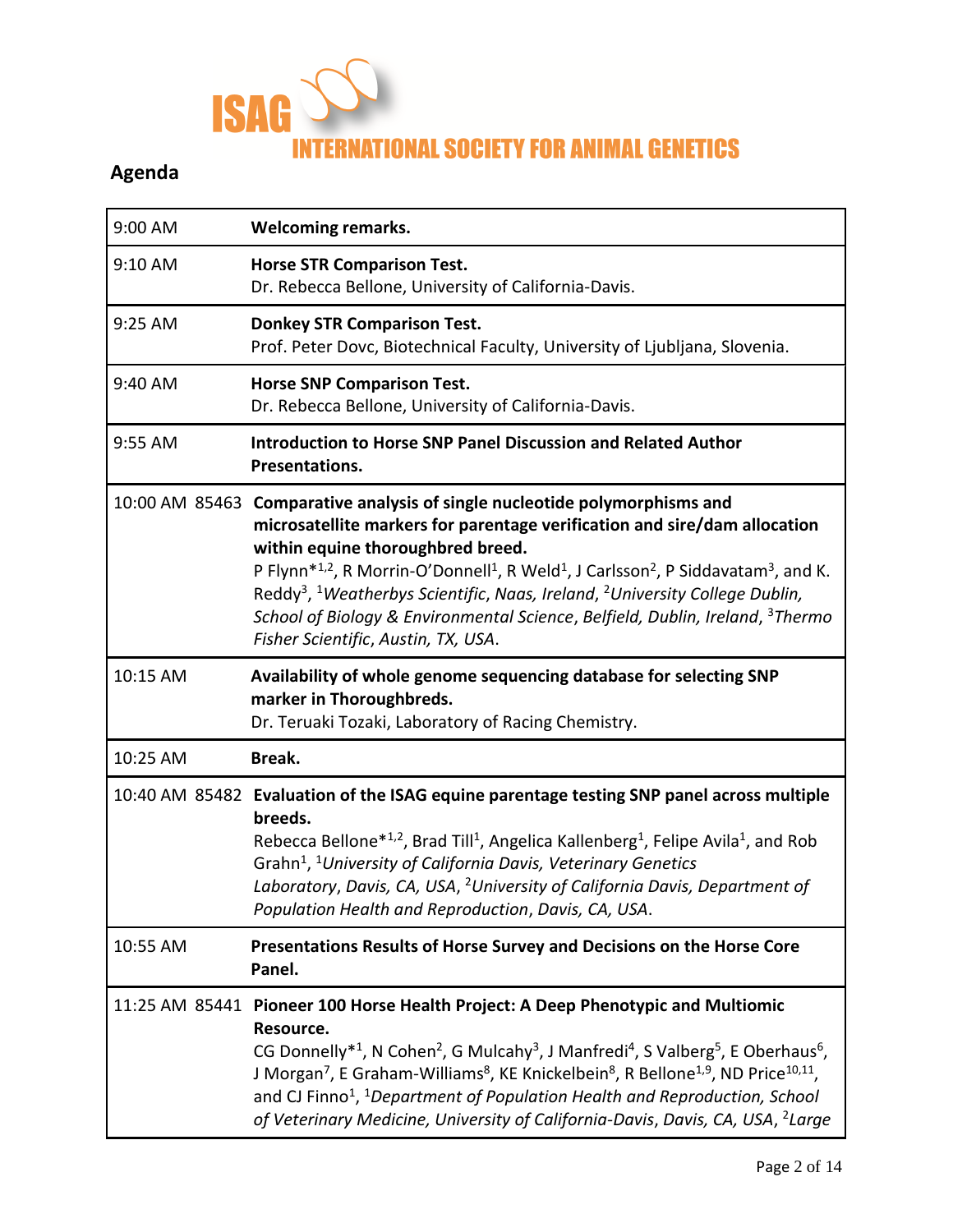ISAG INTERNATIONAL SOCIETY FOR ANIMAL GENETICS

## Agenda

| | |
|---|---|
| 9:00 AM | **Welcoming remarks.** |
| 9:10 AM | **Horse STR Comparison Test.** Dr. Rebecca Bellone, University of California-Davis. |
| 9:25 AM | **Donkey STR Comparison Test.** Prof. Peter Dovc, Biotechnical Faculty, University of Ljubljana, Slovenia. |
| 9:40 AM | **Horse SNP Comparison Test.** Dr. Rebecca Bellone, University of California-Davis. |
| 9:55 AM | **Introduction to Horse SNP Panel Discussion and Related Author Presentations.** |
| 10:00 AM 85463 | **Comparative analysis of single nucleotide polymorphisms and microsatellite markers for parentage verification and sire/dam allocation within equine thoroughbred breed.** P Flynn*[1,2], R Morrin-O'Donnell[1], R Weld[1], J Carlsson[2], P Siddavatam[3], and K. Reddy[3], [1]*Weatherbys Scientific*, *Naas, Ireland*, [2]*University College Dublin, School of Biology & Environmental Science*, *Belfield, Dublin, Ireland*, [3]*Thermo Fisher Scientific*, *Austin, TX, USA*. |
| 10:15 AM | **Availability of whole genome sequencing database for selecting SNP marker in Thoroughbreds.** Dr. Teruaki Tozaki, Laboratory of Racing Chemistry. |
| 10:25 AM | **Break.** |
| 10:40 AM 85482 | **Evaluation of the ISAG equine parentage testing SNP panel across multiple breeds.** Rebecca Bellone*[1,2], Brad Till[1], Angelica Kallenberg[1], Felipe Avila[1], and Rob Grahn[1], [1]*University of California Davis, Veterinary Genetics Laboratory*, *Davis, CA, USA*, [2]*University of California Davis, Department of Population Health and Reproduction*, *Davis, CA, USA*. |
| 10:55 AM | **Presentations Results of Horse Survey and Decisions on the Horse Core Panel.** |
| 11:25 AM 85441 | **Pioneer 100 Horse Health Project: A Deep Phenotypic and Multiomic Resource.** CG Donnelly*[1], N Cohen[2], G Mulcahy[3], J Manfredi[4], S Valberg[5], E Oberhaus[6], J Morgan[7], E Graham-Williams[8], KE Knickelbein[8], R Bellone[1,9], ND Price[10,11], and CJ Finno[1], [1]*Department of Population Health and Reproduction, School of Veterinary Medicine, University of California-Davis*, *Davis, CA, USA*, [2]*Large* |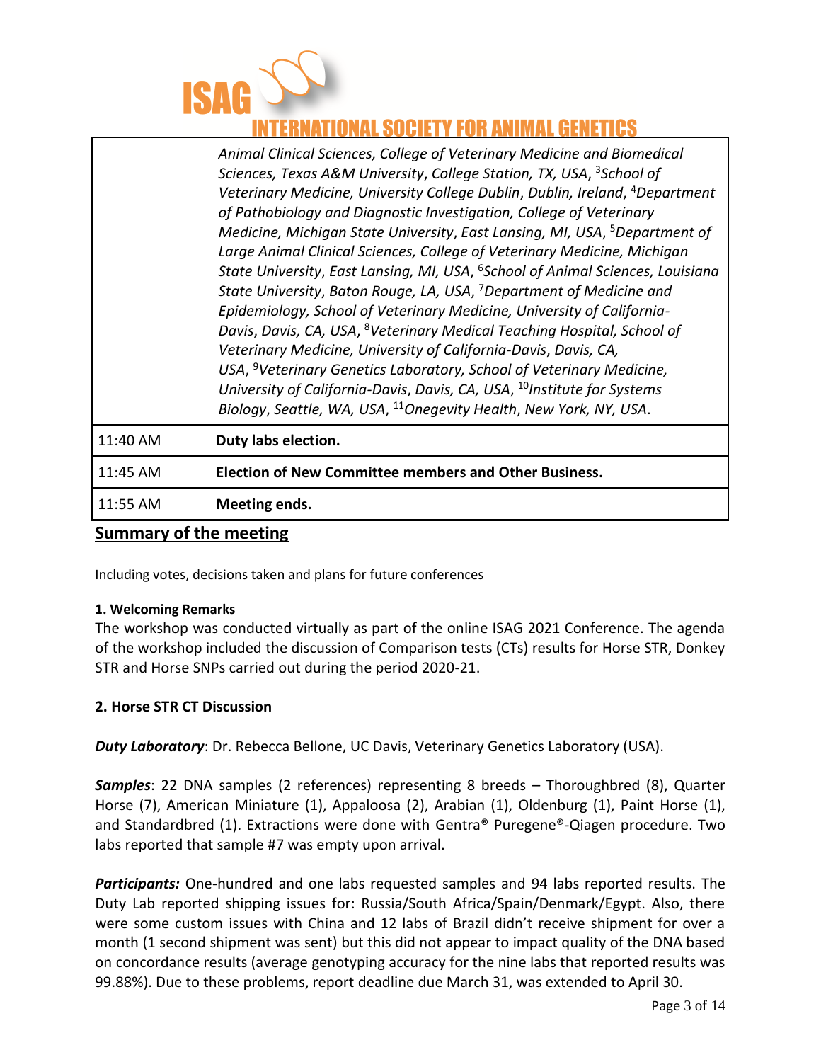| | |
|---|---|
| | *Animal Clinical Sciences, College of Veterinary Medicine and Biomedical Sciences, Texas A&M University, College Station, TX, USA, [3]School of Veterinary Medicine, University College Dublin, Dublin, Ireland, [4]Department of Pathobiology and Diagnostic Investigation, College of Veterinary Medicine, Michigan State University, East Lansing, MI, USA, [5]Department of Large Animal Clinical Sciences, College of Veterinary Medicine, Michigan State University, East Lansing, MI, USA, [6]School of Animal Sciences, Louisiana State University, Baton Rouge, LA, USA, [7]Department of Medicine and Epidemiology, School of Veterinary Medicine, University of California-Davis, Davis, CA, USA, [8]Veterinary Medical Teaching Hospital, School of Veterinary Medicine, University of California-Davis, Davis, CA, USA, [9]Veterinary Genetics Laboratory, School of Veterinary Medicine, University of California-Davis, Davis, CA, USA, [10]Institute for Systems Biology, Seattle, WA, USA, [11]Onegevity Health, New York, NY, USA.* |
| 11:40 AM | **Duty labs election.** |
| 11:45 AM | **Election of New Committee members and Other Business.** |
| 11:55 AM | **Meeting ends.** |

## Summary of the meeting

Including votes, decisions taken and plans for future conferences

**1. Welcoming Remarks**

The workshop was conducted virtually as part of the online ISAG 2021 Conference. The agenda of the workshop included the discussion of Comparison tests (CTs) results for Horse STR, Donkey STR and Horse SNPs carried out during the period 2020-21.

**2. Horse STR CT Discussion**

***Duty Laboratory***: Dr. Rebecca Bellone, UC Davis, Veterinary Genetics Laboratory (USA).

***Samples***: 22 DNA samples (2 references) representing 8 breeds – Thoroughbred (8), Quarter Horse (7), American Miniature (1), Appaloosa (2), Arabian (1), Oldenburg (1), Paint Horse (1), and Standardbred (1). Extractions were done with Gentra® Puregene®-Qiagen procedure. Two labs reported that sample #7 was empty upon arrival.

***Participants:*** One-hundred and one labs requested samples and 94 labs reported results. The Duty Lab reported shipping issues for: Russia/South Africa/Spain/Denmark/Egypt. Also, there were some custom issues with China and 12 labs of Brazil didn't receive shipment for over a month (1 second shipment was sent) but this did not appear to impact quality of the DNA based on concordance results (average genotyping accuracy for the nine labs that reported results was 99.88%). Due to these problems, report deadline due March 31, was extended to April 30.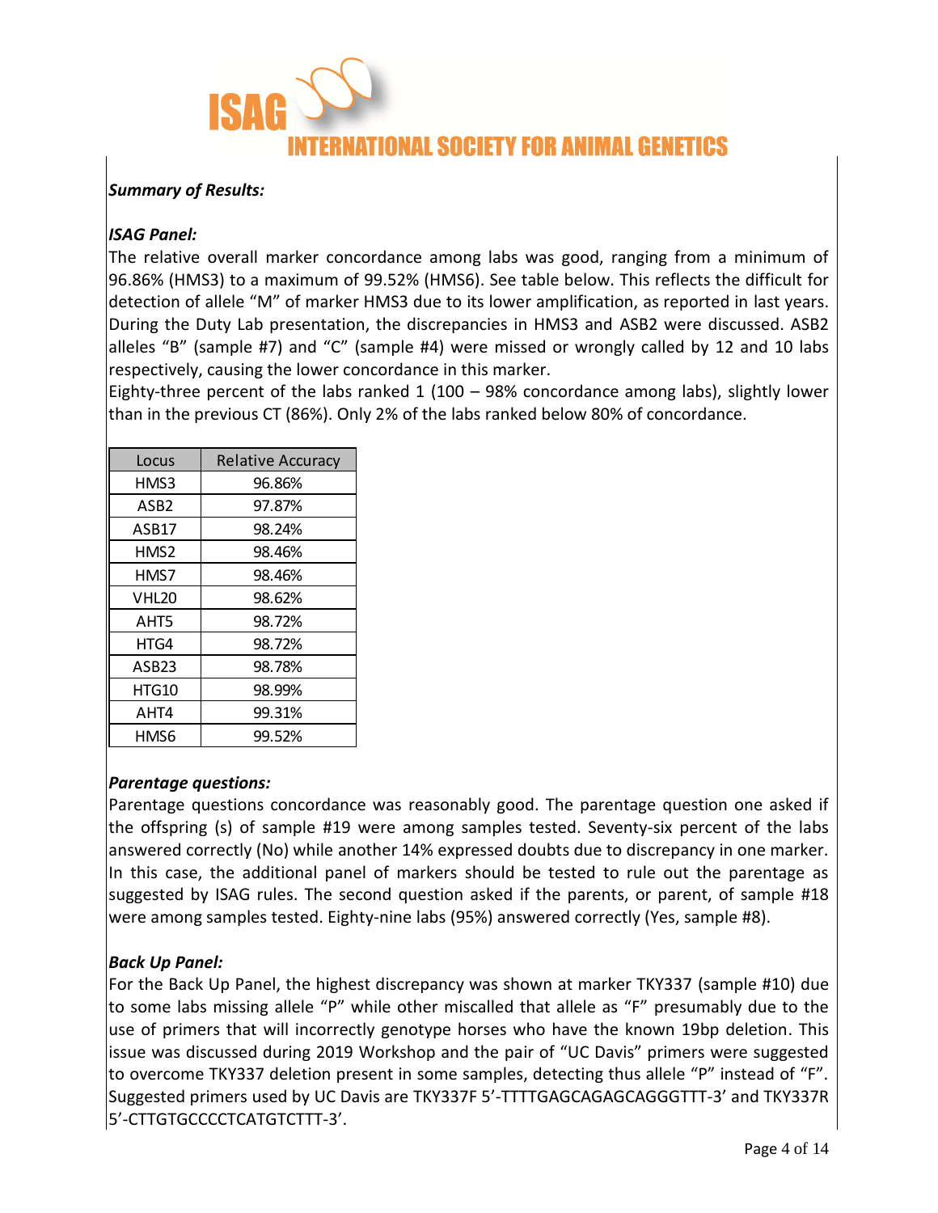***Summary of Results:***

***ISAG Panel:***

The relative overall marker concordance among labs was good, ranging from a minimum of 96.86% (HMS3) to a maximum of 99.52% (HMS6). See table below. This reflects the difficult for detection of allele "M" of marker HMS3 due to its lower amplification, as reported in last years. During the Duty Lab presentation, the discrepancies in HMS3 and ASB2 were discussed. ASB2 alleles "B" (sample #7) and "C" (sample #4) were missed or wrongly called by 12 and 10 labs respectively, causing the lower concordance in this marker.

Eighty-three percent of the labs ranked 1 (100 – 98% concordance among labs), slightly lower than in the previous CT (86%). Only 2% of the labs ranked below 80% of concordance.

| Locus | Relative Accuracy |
|---|---|
| HMS3 | 96.86% |
| ASB2 | 97.87% |
| ASB17 | 98.24% |
| HMS2 | 98.46% |
| HMS7 | 98.46% |
| VHL20 | 98.62% |
| AHT5 | 98.72% |
| HTG4 | 98.72% |
| ASB23 | 98.78% |
| HTG10 | 98.99% |
| AHT4 | 99.31% |
| HMS6 | 99.52% |

***Parentage questions:***

Parentage questions concordance was reasonably good. The parentage question one asked if the offspring (s) of sample #19 were among samples tested. Seventy-six percent of the labs answered correctly (No) while another 14% expressed doubts due to discrepancy in one marker. In this case, the additional panel of markers should be tested to rule out the parentage as suggested by ISAG rules. The second question asked if the parents, or parent, of sample #18 were among samples tested. Eighty-nine labs (95%) answered correctly (Yes, sample #8).

***Back Up Panel:***

For the Back Up Panel, the highest discrepancy was shown at marker TKY337 (sample #10) due to some labs missing allele "P" while other miscalled that allele as "F" presumably due to the use of primers that will incorrectly genotype horses who have the known 19bp deletion. This issue was discussed during 2019 Workshop and the pair of "UC Davis" primers were suggested to overcome TKY337 deletion present in some samples, detecting thus allele "P" instead of "F". Suggested primers used by UC Davis are TKY337F 5'-TTTTGAGCAGAGCAGGGTTT-3' and TKY337R 5'-CTTGTGCCCCTCATGTCTTT-3'.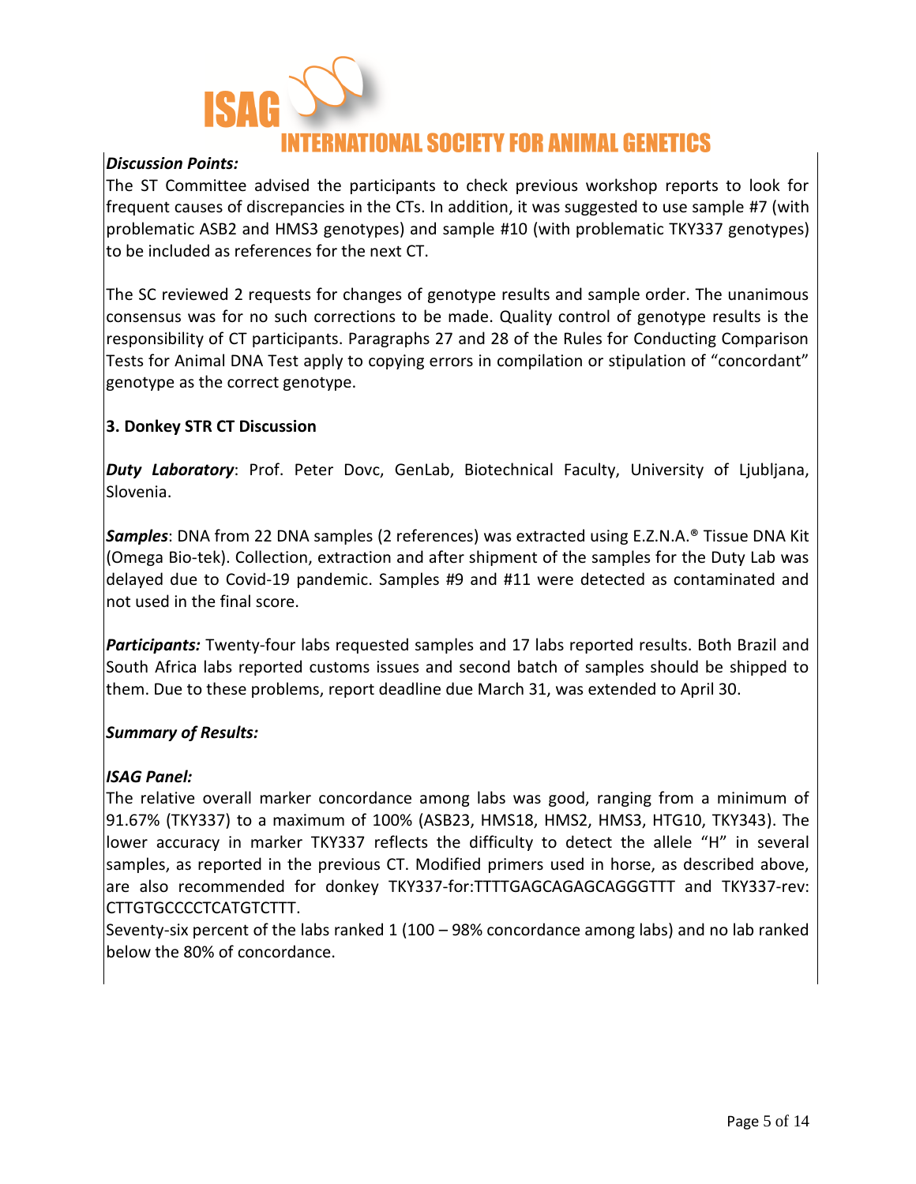***Discussion Points:***

The ST Committee advised the participants to check previous workshop reports to look for frequent causes of discrepancies in the CTs. In addition, it was suggested to use sample #7 (with problematic ASB2 and HMS3 genotypes) and sample #10 (with problematic TKY337 genotypes) to be included as references for the next CT.

The SC reviewed 2 requests for changes of genotype results and sample order. The unanimous consensus was for no such corrections to be made. Quality control of genotype results is the responsibility of CT participants. Paragraphs 27 and 28 of the Rules for Conducting Comparison Tests for Animal DNA Test apply to copying errors in compilation or stipulation of "concordant" genotype as the correct genotype.

**3. Donkey STR CT Discussion**

***Duty Laboratory***: Prof. Peter Dovc, GenLab, Biotechnical Faculty, University of Ljubljana, Slovenia.

***Samples***: DNA from 22 DNA samples (2 references) was extracted using E.Z.N.A.® Tissue DNA Kit (Omega Bio-tek). Collection, extraction and after shipment of the samples for the Duty Lab was delayed due to Covid-19 pandemic. Samples #9 and #11 were detected as contaminated and not used in the final score.

***Participants:*** Twenty-four labs requested samples and 17 labs reported results. Both Brazil and South Africa labs reported customs issues and second batch of samples should be shipped to them. Due to these problems, report deadline due March 31, was extended to April 30.

***Summary of Results:***

***ISAG Panel:***

The relative overall marker concordance among labs was good, ranging from a minimum of 91.67% (TKY337) to a maximum of 100% (ASB23, HMS18, HMS2, HMS3, HTG10, TKY343). The lower accuracy in marker TKY337 reflects the difficulty to detect the allele "H" in several samples, as reported in the previous CT. Modified primers used in horse, as described above, are also recommended for donkey TKY337-for:TTTTGAGCAGAGCAGGGTTT and TKY337-rev: CTTGTGCCCCTCATGTCTTT.

Seventy-six percent of the labs ranked 1 (100 – 98% concordance among labs) and no lab ranked below the 80% of concordance.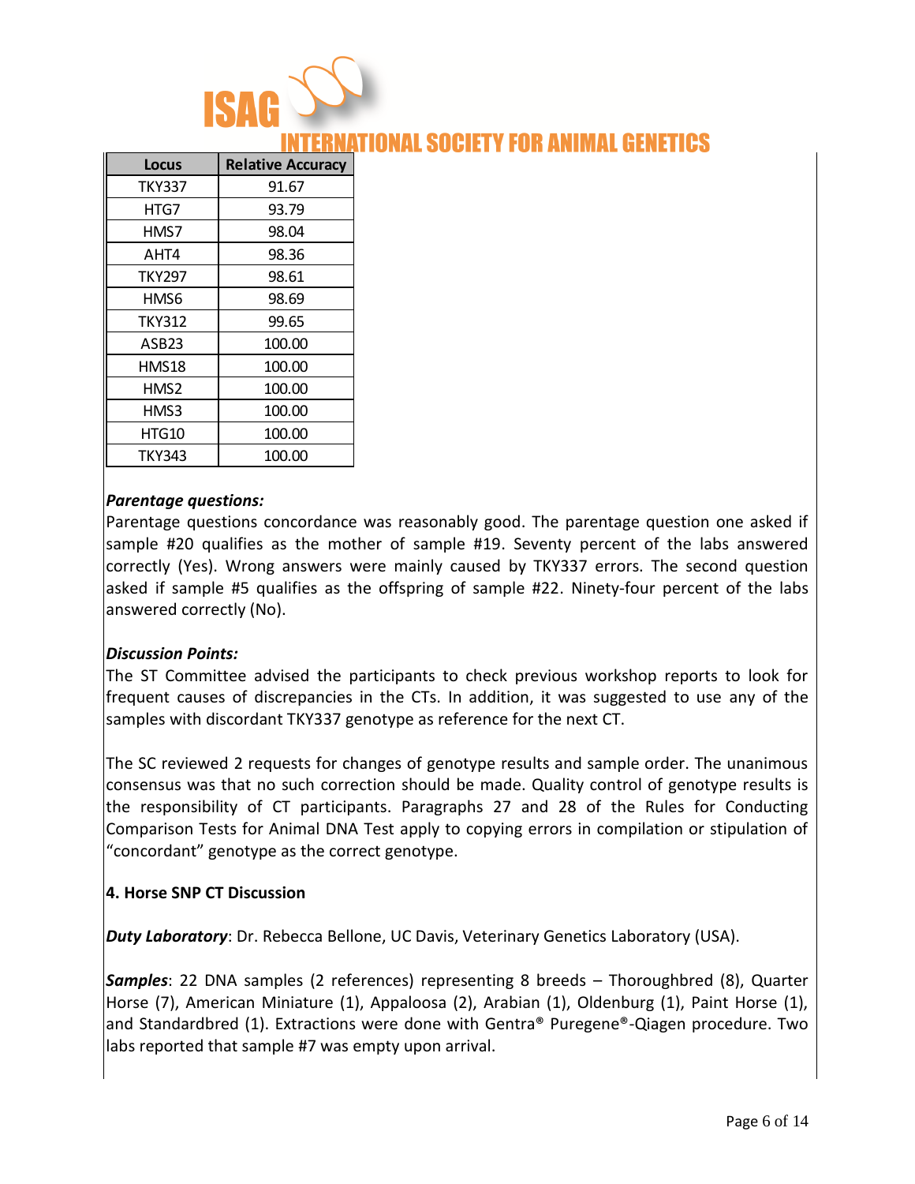| Locus | Relative Accuracy |
|---|---|
| TKY337 | 91.67 |
| HTG7 | 93.79 |
| HMS7 | 98.04 |
| AHT4 | 98.36 |
| TKY297 | 98.61 |
| HMS6 | 98.69 |
| TKY312 | 99.65 |
| ASB23 | 100.00 |
| HMS18 | 100.00 |
| HMS2 | 100.00 |
| HMS3 | 100.00 |
| HTG10 | 100.00 |
| TKY343 | 100.00 |

***Parentage questions:***

Parentage questions concordance was reasonably good. The parentage question one asked if sample #20 qualifies as the mother of sample #19. Seventy percent of the labs answered correctly (Yes). Wrong answers were mainly caused by TKY337 errors. The second question asked if sample #5 qualifies as the offspring of sample #22. Ninety-four percent of the labs answered correctly (No).

***Discussion Points:***

The ST Committee advised the participants to check previous workshop reports to look for frequent causes of discrepancies in the CTs. In addition, it was suggested to use any of the samples with discordant TKY337 genotype as reference for the next CT.

The SC reviewed 2 requests for changes of genotype results and sample order. The unanimous consensus was that no such correction should be made. Quality control of genotype results is the responsibility of CT participants. Paragraphs 27 and 28 of the Rules for Conducting Comparison Tests for Animal DNA Test apply to copying errors in compilation or stipulation of "concordant" genotype as the correct genotype.

**4. Horse SNP CT Discussion**

***Duty Laboratory***: Dr. Rebecca Bellone, UC Davis, Veterinary Genetics Laboratory (USA).

***Samples***: 22 DNA samples (2 references) representing 8 breeds – Thoroughbred (8), Quarter Horse (7), American Miniature (1), Appaloosa (2), Arabian (1), Oldenburg (1), Paint Horse (1), and Standardbred (1). Extractions were done with Gentra® Puregene®-Qiagen procedure. Two labs reported that sample #7 was empty upon arrival.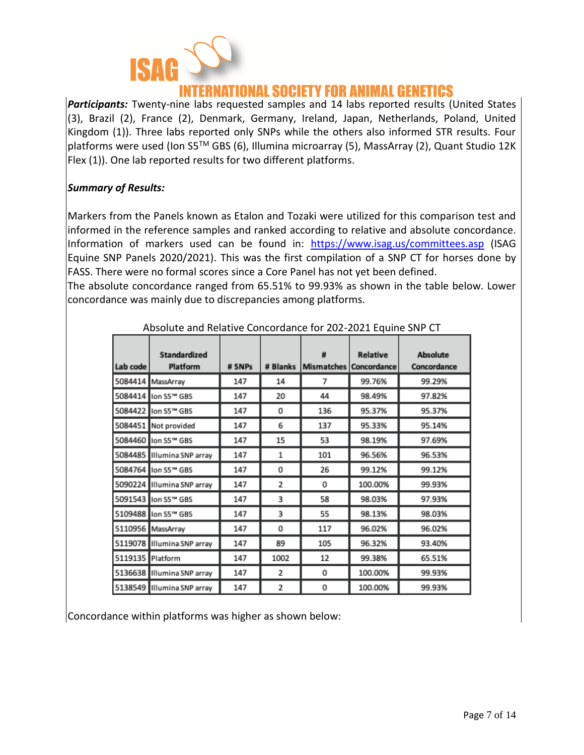**Participants:** Twenty-nine labs requested samples and 14 labs reported results (United States (3), Brazil (2), France (2), Denmark, Germany, Ireland, Japan, Netherlands, Poland, United Kingdom (1)). Three labs reported only SNPs while the others also informed STR results. Four platforms were used (Ion S5™ GBS (6), Illumina microarray (5), MassArray (2), Quant Studio 12K Flex (1)). One lab reported results for two different platforms.

***Summary of Results:***

Markers from the Panels known as Etalon and Tozaki were utilized for this comparison test and informed in the reference samples and ranked according to relative and absolute concordance. Information of markers used can be found in: [https://www.isag.us/committees.asp](https://www.isag.us/committees.asp) (ISAG Equine SNP Panels 2020/2021). This was the first compilation of a SNP CT for horses done by FASS. There were no formal scores since a Core Panel has not yet been defined.

The absolute concordance ranged from 65.51% to 99.93% as shown in the table below. Lower concordance was mainly due to discrepancies among platforms.

Absolute and Relative Concordance for 202-2021 Equine SNP CT

| Lab code | Standardized Platform | # SNPs | # Blanks | # Mismatches | Relative Concordance | Absolute Concordance |
|---|---|---|---|---|---|---|
| 5084414 | MassArray | 147 | 14 | 7 | 99.76% | 99.29% |
| 5084414 | Ion S5™ GBS | 147 | 20 | 44 | 98.49% | 97.82% |
| 5084422 | Ion S5™ GBS | 147 | 0 | 136 | 95.37% | 95.37% |
| 5084451 | Not provided | 147 | 6 | 137 | 95.33% | 95.14% |
| 5084460 | Ion S5™ GBS | 147 | 15 | 53 | 98.19% | 97.69% |
| 5084485 | Illumina SNP array | 147 | 1 | 101 | 96.56% | 96.53% |
| 5084764 | Ion S5™ GBS | 147 | 0 | 26 | 99.12% | 99.12% |
| 5090224 | Illumina SNP array | 147 | 2 | 0 | 100.00% | 99.93% |
| 5091543 | Ion S5™ GBS | 147 | 3 | 58 | 98.03% | 97.93% |
| 5109488 | Ion S5™ GBS | 147 | 3 | 55 | 98.13% | 98.03% |
| 5110956 | MassArray | 147 | 0 | 117 | 96.02% | 96.02% |
| 5119078 | Illumina SNP array | 147 | 89 | 105 | 96.32% | 93.40% |
| 5119135 | Platform | 147 | 1002 | 12 | 99.38% | 65.51% |
| 5136638 | Illumina SNP array | 147 | 2 | 0 | 100.00% | 99.93% |
| 5138549 | Illumina SNP array | 147 | 2 | 0 | 100.00% | 99.93% |

Concordance within platforms was higher as shown below: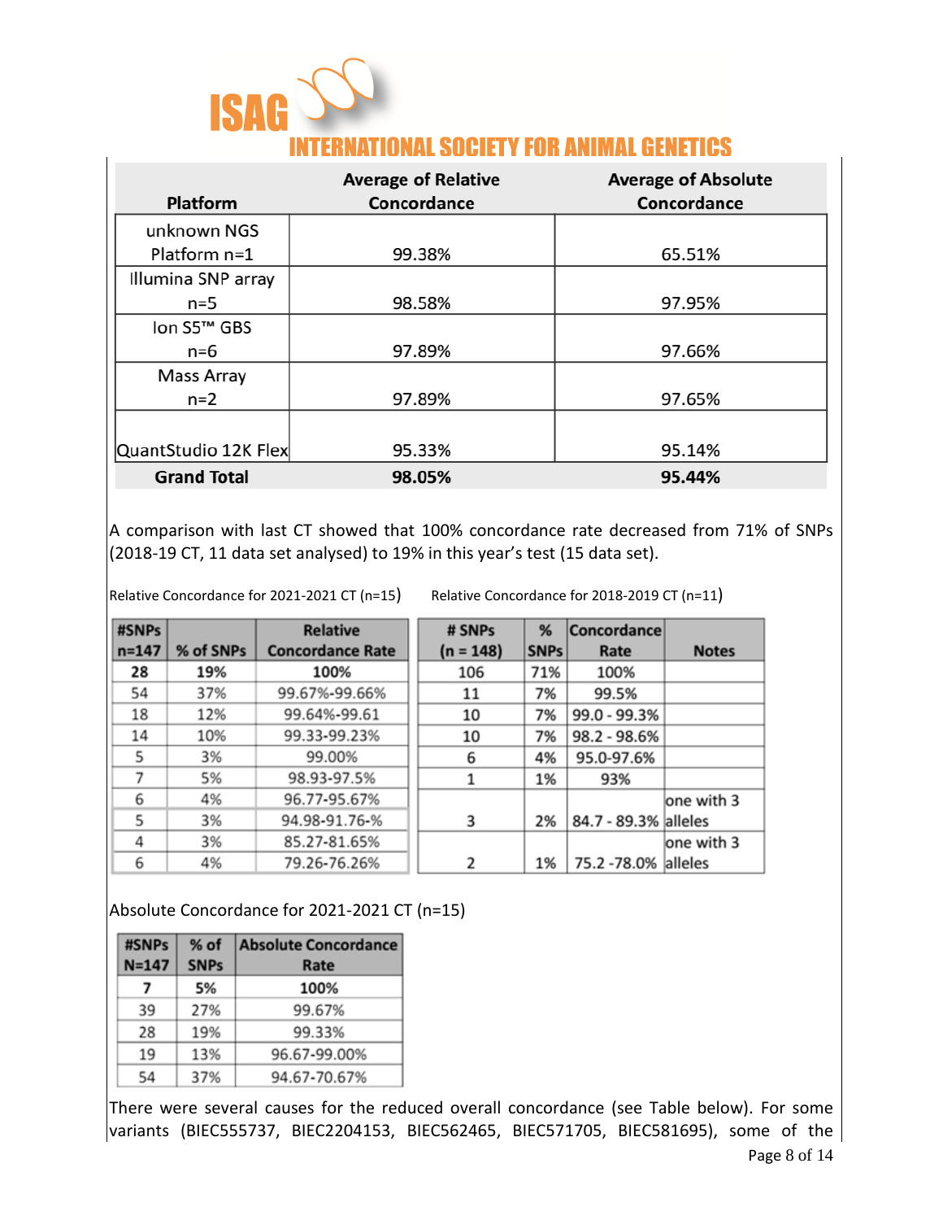| Platform | Average of Relative Concordance | Average of Absolute Concordance |
|---|---|---|
| unknown NGS Platform n=1 | 99.38% | 65.51% |
| Illumina SNP array n=5 | 98.58% | 97.95% |
| Ion S5™ GBS n=6 | 97.89% | 97.66% |
| Mass Array n=2 | 97.89% | 97.65% |
| QuantStudio 12K Flex | 95.33% | 95.14% |
| **Grand Total** | **98.05%** | **95.44%** |

A comparison with last CT showed that 100% concordance rate decreased from 71% of SNPs (2018-19 CT, 11 data set analysed) to 19% in this year's test (15 data set).

Relative Concordance for 2021-2021 CT (n=15)

| #SNPs n=147 | % of SNPs | Relative Concordance Rate |
|---|---|---|
| **28** | **19%** | **100%** |
| 54 | 37% | 99.67%-99.66% |
| 18 | 12% | 99.64%-99.61 |
| 14 | 10% | 99.33-99.23% |
| 5 | 3% | 99.00% |
| 7 | 5% | 98.93-97.5% |
| 6 | 4% | 96.77-95.67% |
| 5 | 3% | 94.98-91.76-% |
| 4 | 3% | 85.27-81.65% |
| 6 | 4% | 79.26-76.26% |

Relative Concordance for 2018-2019 CT (n=11)

| # SNPs (n = 148) | % SNPs | Concordance Rate | Notes |
|---|---|---|---|
| 106 | 71% | 100% | |
| 11 | 7% | 99.5% | |
| 10 | 7% | 99.0 - 99.3% | |
| 10 | 7% | 98.2 - 98.6% | |
| 6 | 4% | 95.0-97.6% | |
| 1 | 1% | 93% | |
| 3 | 2% | 84.7 - 89.3% | one with 3 alleles |
| 2 | 1% | 75.2 -78.0% | one with 3 alleles |

Absolute Concordance for 2021-2021 CT (n=15)

| #SNPs N=147 | % of SNPs | Absolute Concordance Rate |
|---|---|---|
| **7** | **5%** | **100%** |
| 39 | 27% | 99.67% |
| 28 | 19% | 99.33% |
| 19 | 13% | 96.67-99.00% |
| 54 | 37% | 94.67-70.67% |

There were several causes for the reduced overall concordance (see Table below). For some variants (BIEC555737, BIEC2204153, BIEC562465, BIEC571705, BIEC581695), some of the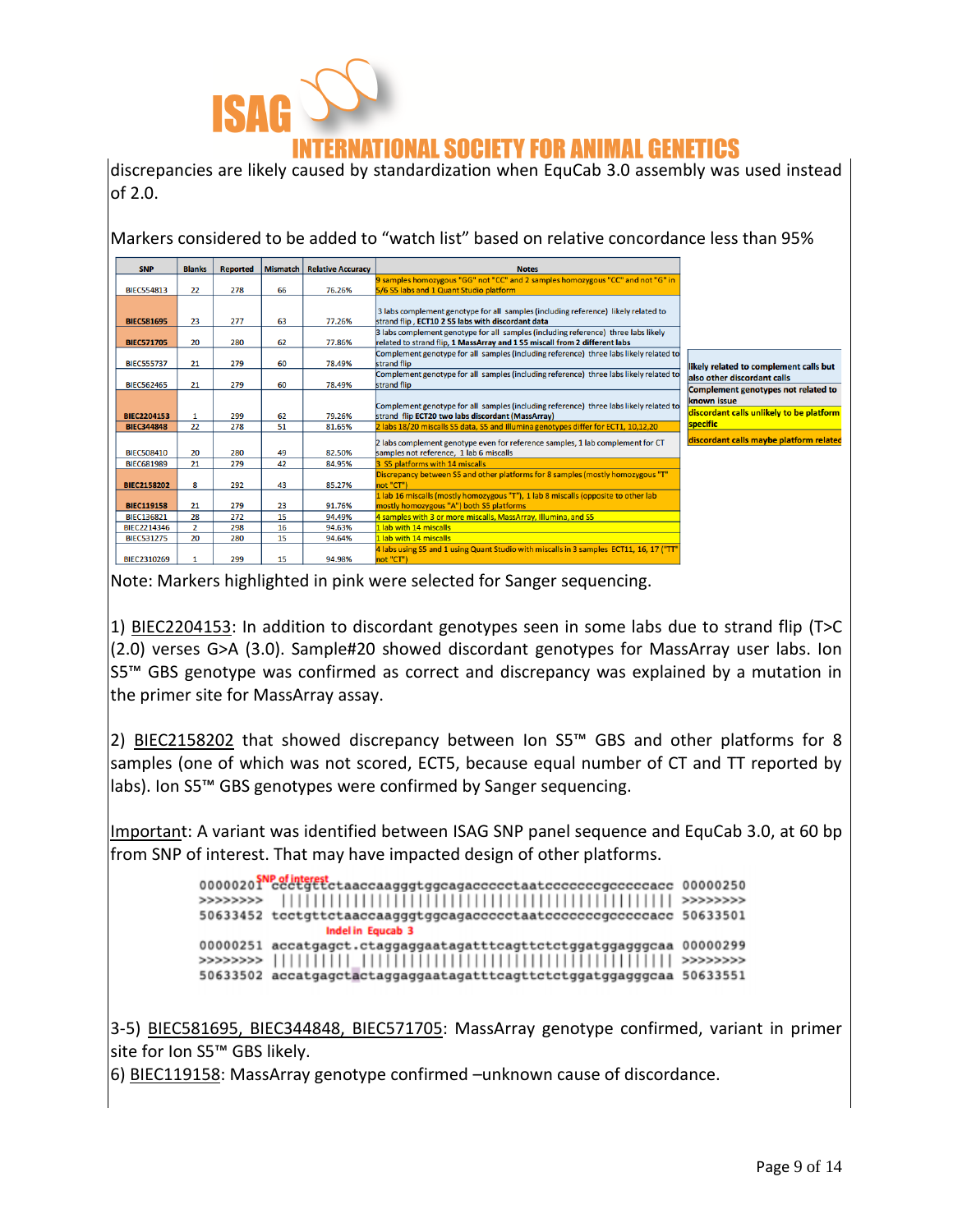discrepancies are likely caused by standardization when EquCab 3.0 assembly was used instead of 2.0.

Markers considered to be added to "watch list" based on relative concordance less than 95%

| SNP | Blanks | Reported | Mismatch | Relative Accuracy | Notes |
|---|---|---|---|---|---|
| BIEC554813 | 22 | 278 | 66 | 76.26% | 9 samples homozygous "GG" not "CC" and 2 samples homozygous "CC" and not "G" in 5/6 S5 labs and 1 Quant Studio platform |
| **BIEC581695** | 23 | 277 | 63 | 77.26% | 3 labs complement genotype for all samples (including reference) likely related to strand flip , **ECT10 2 S5 labs with discordant data** |
| **BIEC571705** | 20 | 280 | 62 | 77.86% | 3 labs complement genotype for all samples (including reference) three labs likely related to strand flip, **1 MassArray and 1 S5 miscall from 2 different labs** |
| BIEC555737 | 21 | 279 | 60 | 78.49% | Complement genotype for all samples (including reference) three labs likely related to strand flip |
| BIEC562465 | 21 | 279 | 60 | 78.49% | Complement genotype for all samples (including reference) three labs likely related to strand flip |
| **BIEC2204153** | 1 | 299 | 62 | 79.26% | Complement genotype for all samples (including reference) three labs likely related to strand flip **ECT20 two labs discordant (MassArray)** |
| **BIEC344848** | 22 | 278 | 51 | 81.65% | 2 labs 18/20 miscalls S5 data, S5 and Illumina genotypes differ for ECT1, 10,12,20 |
| BIEC508410 | 20 | 280 | 49 | 82.50% | 2 labs complement genotype even for reference samples, 1 lab complement for CT samples not reference, 1 lab 6 miscalls |
| BIEC681989 | 21 | 279 | 42 | 84.95% | 3 S5 platforms with 14 miscalls |
| **BIEC2158202** | 8 | 292 | 43 | 85.27% | Discrepancy between S5 and other platforms for 8 samples (mostly homozygous "T" not "CT") |
| **BIEC119158** | 21 | 279 | 23 | 91.76% | 1 lab 16 miscalls (mostly homozygous "T"), 1 lab 8 miscalls (opposite to other lab mostly homozygous "A") both S5 platforms |
| BIEC136821 | 28 | 272 | 15 | 94.49% | 4 samples with 3 or more miscalls, MassArray, Illumina, and S5 |
| BIEC2214346 | 2 | 298 | 16 | 94.63% | 1 lab with 14 miscalls |
| BIEC531275 | 20 | 280 | 15 | 94.64% | 1 lab with 14 miscalls |
| BIEC2310269 | 1 | 299 | 15 | 94.98% | 4 labs using S5 and 1 using Quant Studio with miscalls in 3 samples ECT11, 16, 17 ("TT" not "CT") |

Legend:
- likely related to complement calls but also other discordant calls
- Complement genotypes not related to known issue
- discordant calls unlikely to be platform specific
- discordant calls maybe platform related

Note: Markers highlighted in pink were selected for Sanger sequencing.

1) BIEC2204153: In addition to discordant genotypes seen in some labs due to strand flip (T>C (2.0) verses G>A (3.0). Sample#20 showed discordant genotypes for MassArray user labs. Ion S5™ GBS genotype was confirmed as correct and discrepancy was explained by a mutation in the primer site for MassArray assay.

2) BIEC2158202 that showed discrepancy between Ion S5™ GBS and other platforms for 8 samples (one of which was not scored, ECT5, because equal number of CT and TT reported by labs). Ion S5™ GBS genotypes were confirmed by Sanger sequencing.

Important: A variant was identified between ISAG SNP panel sequence and EquCab 3.0, at 60 bp from SNP of interest. That may have impacted design of other platforms.

```
         SNP of interest
00000201 ccctgttctaaccaagggtggcagacccccctaatcccccccgcccccacc 00000250
>>>>>>>>  |||||||||||||||||||||||||||||||||||||||||||||||||| >>>>>>>>
50633452 tcctgttctaaccaagggtggcagacccccctaatcccccccgcccccacc 50633501
                          Indel in Equcab 3
00000251 accatgagct.ctaggaggaatagatttcagttctctggatggagggcaa 00000299
>>>>>>>> |||||||||| ||||||||||||||||||||||||||||||||||||||| >>>>>>>>
50633502 accatgagctactaggaggaatagatttcagttctctggatggagggcaa 50633551
```

3-5) BIEC581695, BIEC344848, BIEC571705: MassArray genotype confirmed, variant in primer site for Ion S5™ GBS likely.

6) BIEC119158: MassArray genotype confirmed –unknown cause of discordance.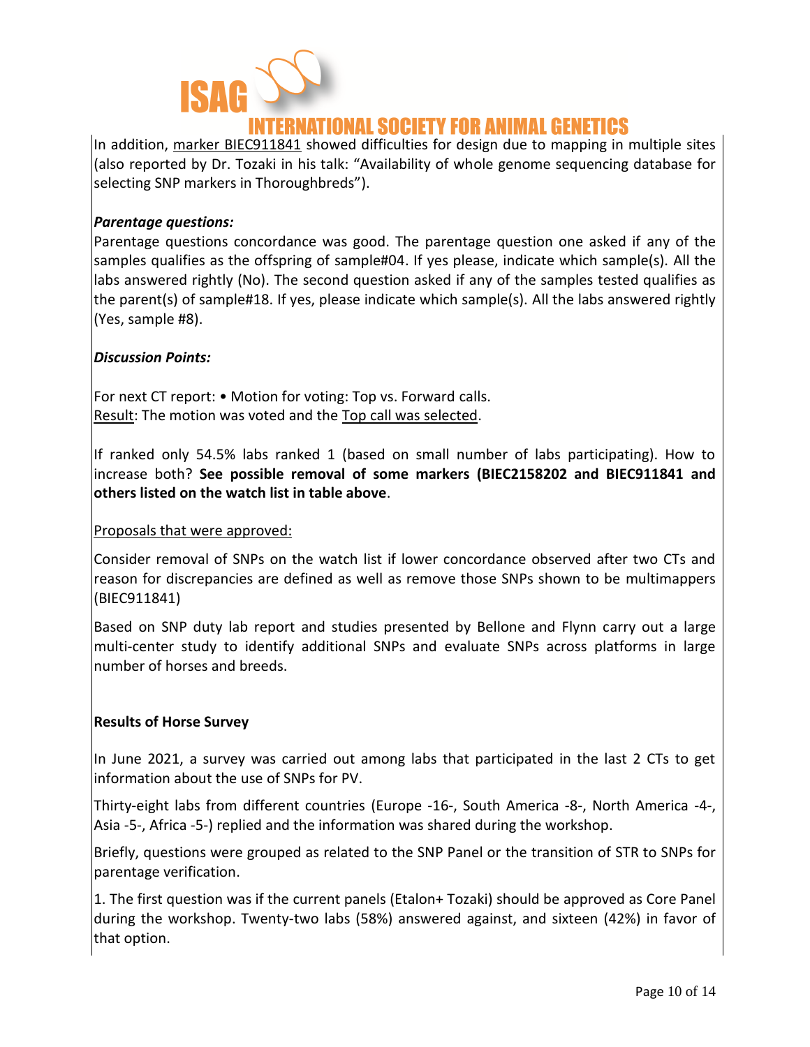In addition, marker BIEC911841 showed difficulties for design due to mapping in multiple sites (also reported by Dr. Tozaki in his talk: "Availability of whole genome sequencing database for selecting SNP markers in Thoroughbreds").

***Parentage questions:***

Parentage questions concordance was good. The parentage question one asked if any of the samples qualifies as the offspring of sample#04. If yes please, indicate which sample(s). All the labs answered rightly (No). The second question asked if any of the samples tested qualifies as the parent(s) of sample#18. If yes, please indicate which sample(s). All the labs answered rightly (Yes, sample #8).

***Discussion Points:***

For next CT report: • Motion for voting: Top vs. Forward calls.
Result: The motion was voted and the Top call was selected.

If ranked only 54.5% labs ranked 1 (based on small number of labs participating). How to increase both? **See possible removal of some markers (BIEC2158202 and BIEC911841 and others listed on the watch list in table above**.

Proposals that were approved:

Consider removal of SNPs on the watch list if lower concordance observed after two CTs and reason for discrepancies are defined as well as remove those SNPs shown to be multimappers (BIEC911841)

Based on SNP duty lab report and studies presented by Bellone and Flynn carry out a large multi-center study to identify additional SNPs and evaluate SNPs across platforms in large number of horses and breeds.

**Results of Horse Survey**

In June 2021, a survey was carried out among labs that participated in the last 2 CTs to get information about the use of SNPs for PV.

Thirty-eight labs from different countries (Europe -16-, South America -8-, North America -4-, Asia -5-, Africa -5-) replied and the information was shared during the workshop.

Briefly, questions were grouped as related to the SNP Panel or the transition of STR to SNPs for parentage verification.

1. The first question was if the current panels (Etalon+ Tozaki) should be approved as Core Panel during the workshop. Twenty-two labs (58%) answered against, and sixteen (42%) in favor of that option.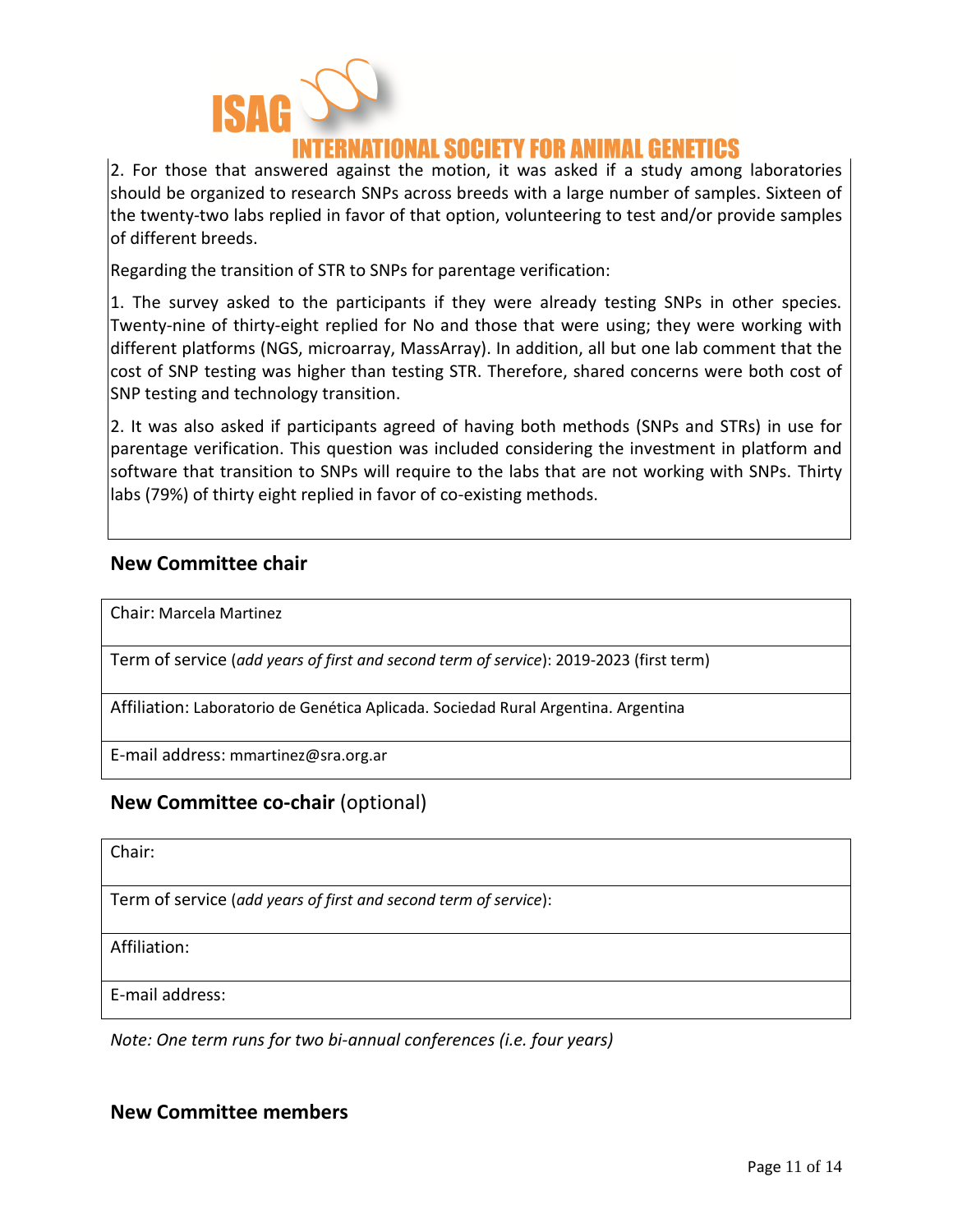2. For those that answered against the motion, it was asked if a study among laboratories should be organized to research SNPs across breeds with a large number of samples. Sixteen of the twenty-two labs replied in favor of that option, volunteering to test and/or provide samples of different breeds.

Regarding the transition of STR to SNPs for parentage verification:

1. The survey asked to the participants if they were already testing SNPs in other species. Twenty-nine of thirty-eight replied for No and those that were using; they were working with different platforms (NGS, microarray, MassArray). In addition, all but one lab comment that the cost of SNP testing was higher than testing STR. Therefore, shared concerns were both cost of SNP testing and technology transition.

2. It was also asked if participants agreed of having both methods (SNPs and STRs) in use for parentage verification. This question was included considering the investment in platform and software that transition to SNPs will require to the labs that are not working with SNPs. Thirty labs (79%) of thirty eight replied in favor of co-existing methods.

## New Committee chair

| Chair: Marcela Martinez |
|---|
| Term of service (*add years of first and second term of service*): 2019-2023 (first term) |
| Affiliation: Laboratorio de Genética Aplicada. Sociedad Rural Argentina. Argentina |
| E-mail address: mmartinez@sra.org.ar |

## New Committee co-chair (optional)

| Chair: |
|---|
| Term of service (*add years of first and second term of service*): |
| Affiliation: |
| E-mail address: |

*Note: One term runs for two bi-annual conferences (i.e. four years)*

## New Committee members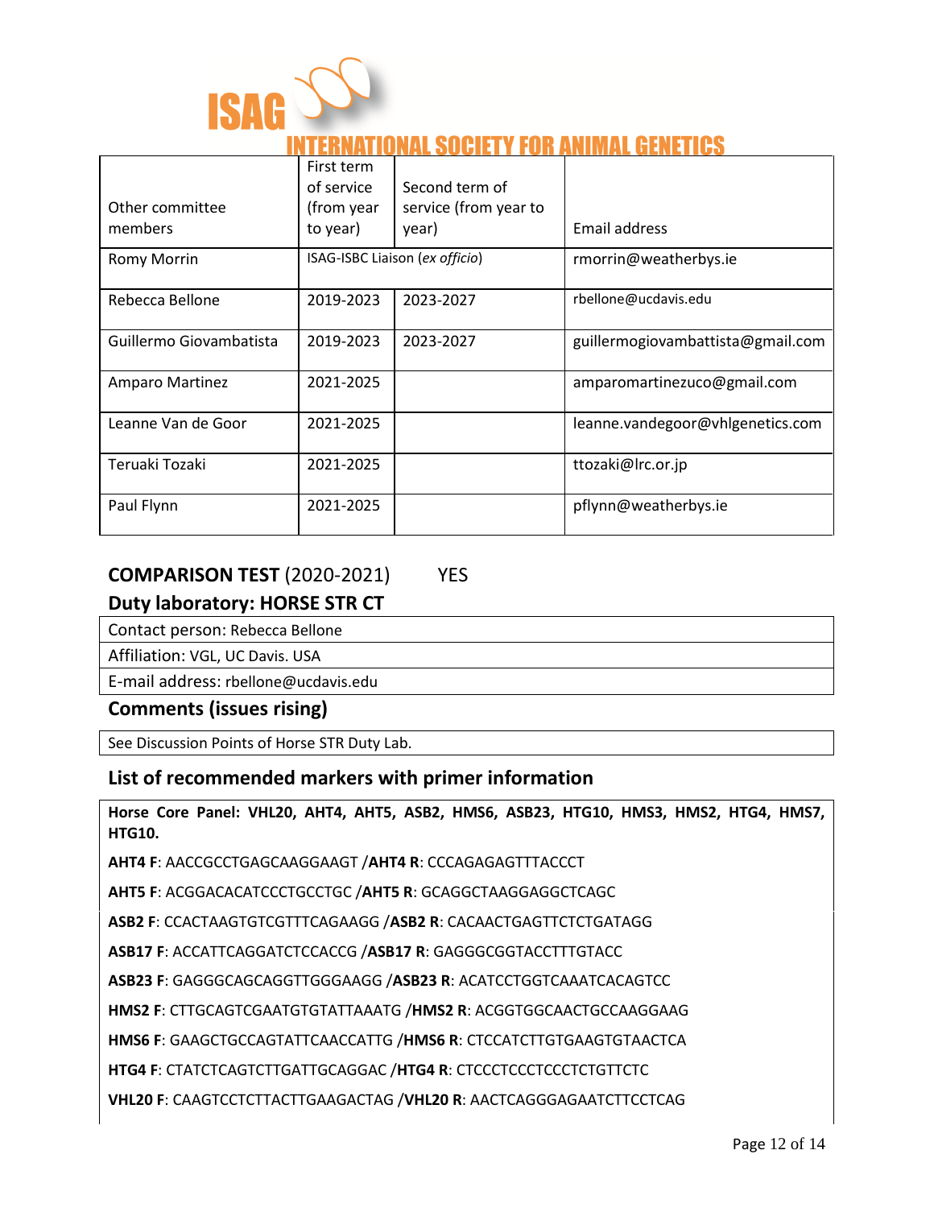| Other committee members | First term of service (from year to year) | Second term of service (from year to year) | Email address |
|---|---|---|---|
| Romy Morrin | ISAG-ISBC Liaison (*ex officio*) | | rmorrin@weatherbys.ie |
| Rebecca Bellone | 2019-2023 | 2023-2027 | rbellone@ucdavis.edu |
| Guillermo Giovambatista | 2019-2023 | 2023-2027 | guillermogiovambattista@gmail.com |
| Amparo Martinez | 2021-2025 | | amparomartinezuco@gmail.com |
| Leanne Van de Goor | 2021-2025 | | leanne.vandegoor@vhlgenetics.com |
| Teruaki Tozaki | 2021-2025 | | ttozaki@lrc.or.jp |
| Paul Flynn | 2021-2025 | | pflynn@weatherbys.ie |

## COMPARISON TEST (2020-2021) YES

## Duty laboratory: HORSE STR CT

| Contact person: Rebecca Bellone |
|---|
| Affiliation: VGL, UC Davis. USA |
| E-mail address: rbellone@ucdavis.edu |

## Comments (issues rising)

See Discussion Points of Horse STR Duty Lab.

## List of recommended markers with primer information

**Horse Core Panel: VHL20, AHT4, AHT5, ASB2, HMS6, ASB23, HTG10, HMS3, HMS2, HTG4, HMS7, HTG10.**

**AHT4 F**: AACCGCCTGAGCAAGGAAGT /**AHT4 R**: CCCAGAGAGTTTACCCT

**AHT5 F**: ACGGACACATCCCTGCCTGC /**AHT5 R**: GCAGGCTAAGGAGGCTCAGC

**ASB2 F**: CCACTAAGTGTCGTTTCAGAAGG /**ASB2 R**: CACAACTGAGTTCTCTGATAGG

**ASB17 F**: ACCATTCAGGATCTCCACCG /**ASB17 R**: GAGGGCGGTACCTTTGTACC

**ASB23 F**: GAGGGCAGCAGGTTGGGAAGG /**ASB23 R**: ACATCCTGGTCAAATCACAGTCC

**HMS2 F**: CTTGCAGTCGAATGTGTATTAAATG /**HMS2 R**: ACGGTGGCAACTGCCAAGGAAG

**HMS6 F**: GAAGCTGCCAGTATTCAACCATTG /**HMS6 R**: CTCCATCTTGTGAAGTGTAACTCA

**HTG4 F**: CTATCTCAGTCTTGATTGCAGGAC /**HTG4 R**: CTCCCTCCCTCCCTCTGTTCTC

**VHL20 F**: CAAGTCCTCTTACTTGAAGACTAG /**VHL20 R**: AACTCAGGGAGAATCTTCCTCAG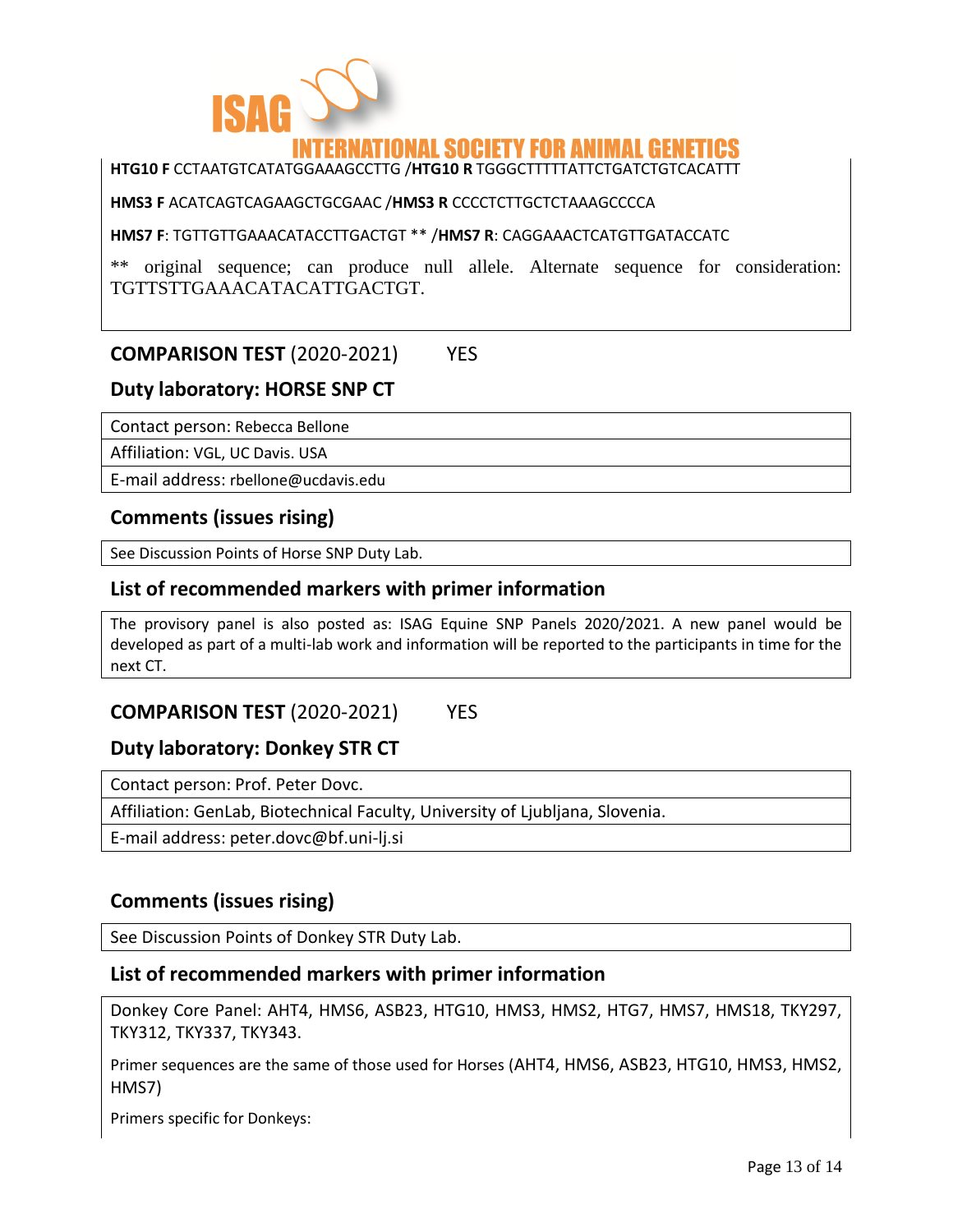**HTG10 F** CCTAATGTCATATGGAAAGCCTTG /**HTG10 R** TGGGCTTTTTATTCTGATCTGTCACATTT

**HMS3 F** ACATCAGTCAGAAGCTGCGAAC /**HMS3 R** CCCCTCTTGCTCTAAAGCCCCA

**HMS7 F**: TGTTGTTGAAACATACCTTGACTGT ** /**HMS7 R**: CAGGAAACTCATGTTGATACCATC

** original sequence; can produce null allele. Alternate sequence for consideration: TGTTSTTGAAACATACATTGACTGT.

## COMPARISON TEST (2020-2021) YES

## Duty laboratory: HORSE SNP CT

| Contact person: Rebecca Bellone |
|---|
| Affiliation: VGL, UC Davis. USA |
| E-mail address: rbellone@ucdavis.edu |

## Comments (issues rising)

See Discussion Points of Horse SNP Duty Lab.

## List of recommended markers with primer information

The provisory panel is also posted as: ISAG Equine SNP Panels 2020/2021. A new panel would be developed as part of a multi-lab work and information will be reported to the participants in time for the next CT.

## COMPARISON TEST (2020-2021) YES

## Duty laboratory: Donkey STR CT

| Contact person: Prof. Peter Dovc. |
|---|
| Affiliation: GenLab, Biotechnical Faculty, University of Ljubljana, Slovenia. |
| E-mail address: peter.dovc@bf.uni-lj.si |

## Comments (issues rising)

See Discussion Points of Donkey STR Duty Lab.

## List of recommended markers with primer information

Donkey Core Panel: AHT4, HMS6, ASB23, HTG10, HMS3, HMS2, HTG7, HMS7, HMS18, TKY297, TKY312, TKY337, TKY343.

Primer sequences are the same of those used for Horses (AHT4, HMS6, ASB23, HTG10, HMS3, HMS2, HMS7)

Primers specific for Donkeys: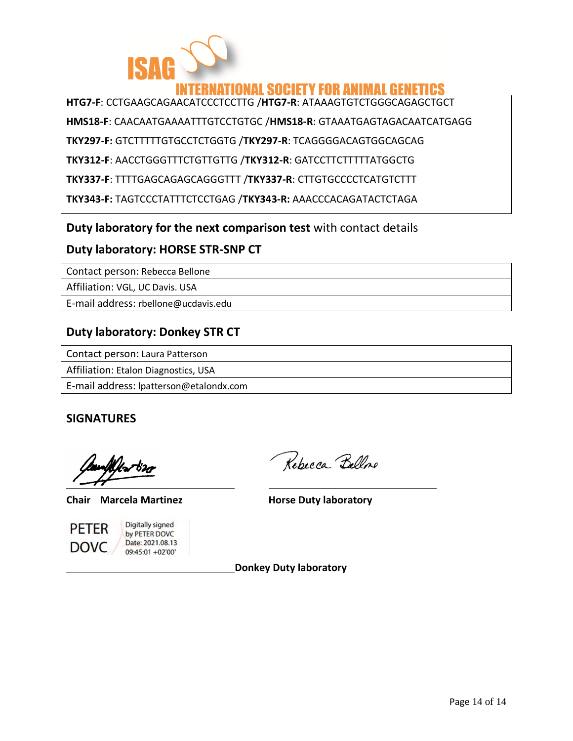**HTG7-F**: CCTGAAGCAGAACATCCCTCCTTG /**HTG7-R**: ATAAAGTGTCTGGGCAGAGCTGCT

**HMS18-F**: CAACAATGAAAATTTGTCCTGTGC /**HMS18-R**: GTAAATGAGTAGACAATCATGAGG

**TKY297-F:** GTCTTTTTGTGCCTCTGGTG /**TKY297-R**: TCAGGGGACAGTGGCAGCAG

**TKY312-F**: AACCTGGGTTTCTGTTGTTG /**TKY312-R**: GATCCTTCTTTTTATGGCTG

**TKY337-F**: TTTTGAGCAGAGCAGGGTTT /**TKY337-R**: CTTGTGCCCCTCATGTCTTT

**TKY343-F:** TAGTCCCTATTTCTCCTGAG /**TKY343-R:** AAACCCACAGATACTCTAGA

## **Duty laboratory for the next comparison test** with contact details

## Duty laboratory: HORSE STR-SNP CT

| |
|---|
| Contact person: Rebecca Bellone |
| Affiliation: VGL, UC Davis. USA |
| E-mail address: rbellone@ucdavis.edu |

## Duty laboratory: Donkey STR CT

| |
|---|
| Contact person: Laura Patterson |
| Affiliation: Etalon Diagnostics, USA |
| E-mail address: lpatterson@etalondx.com |

## SIGNATURES

**Chair Marcela Martinez**

Rebecca Bellone

**Horse Duty laboratory**

PETER DOVC — Digitally signed by PETER DOVC Date: 2021.08.13 09:45:01 +02'00'

**Donkey Duty laboratory**